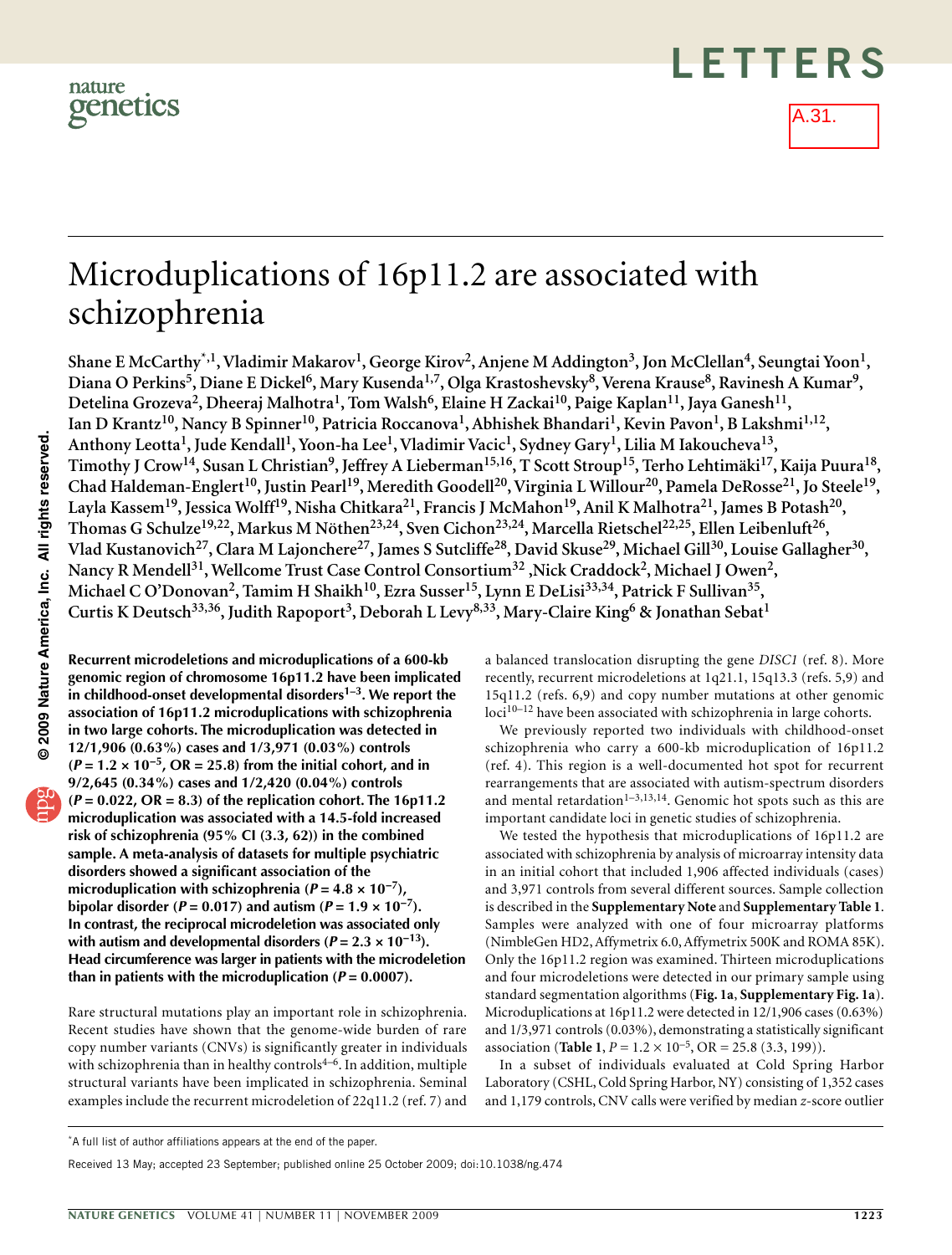A.31.

# Microduplications of 16p11.2 are associated with schizophrenia

Shane E McCarthy*[,1], Vladimir Makarov[1], George Kirov[2], Anjene M Addington[3], Jon McClellan[4], Seungtai Yoon[1], Diana O Perkins[5], Diane E Dickel[6], Mary Kusenda[1,7], Olga Krastoshevsky[8], Verena Krause[8], Ravinesh A Kumar[9], Detelina Grozeva[2], Dheeraj Malhotra[1], Tom Walsh[6], Elaine H Zackai[10], Paige Kaplan[11], Jaya Ganesh[11], Ian D Krantz[10], Nancy B Spinner[10], Patricia Roccanova[1], Abhishek Bhandari[1], Kevin Pavon[1], B Lakshmi[1,12], Anthony Leotta[1], Jude Kendall[1], Yoon-ha Lee[1], Vladimir Vacic[1], Sydney Gary[1], Lilia M Iakoucheva[13], Timothy J Crow[14], Susan L Christian[9], Jeffrey A Lieberman[15,16], T Scott Stroup[15], Terho Lehtimäki[17], Kaija Puura[18], Chad Haldeman-Englert[10], Justin Pearl[19], Meredith Goodell[20], Virginia L Willour[20], Pamela DeRosse[21], Jo Steele[19], Layla Kassem[19], Jessica Wolff[19], Nisha Chitkara[21], Francis J McMahon[19], Anil K Malhotra[21], James B Potash[20], Thomas G Schulze[19,22], Markus M Nöthen[23,24], Sven Cichon[23,24], Marcella Rietschel[22,25], Ellen Leibenluft[26], Vlad Kustanovich[27], Clara M Lajonchere[27], James S Sutcliffe[28], David Skuse[29], Michael Gill[30], Louise Gallagher[30], Nancy R Mendell[31], Wellcome Trust Case Control Consortium[32], Nick Craddock[2], Michael J Owen[2], Michael C O'Donovan[2], Tamim H Shaikh[10], Ezra Susser[15], Lynn E DeLisi[33,34], Patrick F Sullivan[35], Curtis K Deutsch[33,36], Judith Rapoport[3], Deborah L Levy[8,33], Mary-Claire King[6] & Jonathan Sebat[1]

**Recurrent microdeletions and microduplications of a 600-kb genomic region of chromosome 16p11.2 have been implicated in childhood-onset developmental disorders[1–3]. We report the association of 16p11.2 microduplications with schizophrenia in two large cohorts. The microduplication was detected in 12/1,906 (0.63%) cases and 1/3,971 (0.03%) controls ($P = 1.2 \times 10^{-5}$, OR = 25.8) from the initial cohort, and in 9/2,645 (0.34%) cases and 1/2,420 (0.04%) controls ($P = 0.022$, OR = 8.3) of the replication cohort. The 16p11.2 microduplication was associated with a 14.5-fold increased risk of schizophrenia (95% CI (3.3, 62)) in the combined sample. A meta-analysis of datasets for multiple psychiatric disorders showed a significant association of the microduplication with schizophrenia ($P = 4.8 \times 10^{-7}$), bipolar disorder ($P = 0.017$) and autism ($P = 1.9 \times 10^{-7}$). In contrast, the reciprocal microdeletion was associated only with autism and developmental disorders ($P = 2.3 \times 10^{-13}$). Head circumference was larger in patients with the microdeletion than in patients with the microduplication ($P = 0.0007$).**

Rare structural mutations play an important role in schizophrenia. Recent studies have shown that the genome-wide burden of rare copy number variants (CNVs) is significantly greater in individuals with schizophrenia than in healthy controls[4–6]. In addition, multiple structural variants have been implicated in schizophrenia. Seminal examples include the recurrent microdeletion of 22q11.2 (ref. 7) and a balanced translocation disrupting the gene *DISC1* (ref. 8). More recently, recurrent microdeletions at 1q21.1, 15q13.3 (refs. 5,9) and 15q11.2 (refs. 6,9) and copy number mutations at other genomic loci[10–12] have been associated with schizophrenia in large cohorts.

We previously reported two individuals with childhood-onset schizophrenia who carry a 600-kb microduplication of 16p11.2 (ref. 4). This region is a well-documented hot spot for recurrent rearrangements that are associated with autism-spectrum disorders and mental retardation[1–3,13,14]. Genomic hot spots such as this are important candidate loci in genetic studies of schizophrenia.

We tested the hypothesis that microduplications of 16p11.2 are associated with schizophrenia by analysis of microarray intensity data in an initial cohort that included 1,906 affected individuals (cases) and 3,971 controls from several different sources. Sample collection is described in the **Supplementary Note** and **Supplementary Table 1**. Samples were analyzed with one of four microarray platforms (NimbleGen HD2, Affymetrix 6.0, Affymetrix 500K and ROMA 85K). Only the 16p11.2 region was examined. Thirteen microduplications and four microdeletions were detected in our primary sample using standard segmentation algorithms (**Fig. 1a**, **Supplementary Fig. 1a**). Microduplications at 16p11.2 were detected in 12/1,906 cases (0.63%) and 1/3,971 controls (0.03%), demonstrating a statistically significant association (**Table 1**, $P = 1.2 \times 10^{-5}$, OR = 25.8 (3.3, 199)).

In a subset of individuals evaluated at Cold Spring Harbor Laboratory (CSHL, Cold Spring Harbor, NY) consisting of 1,352 cases and 1,179 controls, CNV calls were verified by median $z$-score outlier

*A full list of author affiliations appears at the end of the paper.

Received 13 May; accepted 23 September; published online 25 October 2009; doi:10.1038/ng.474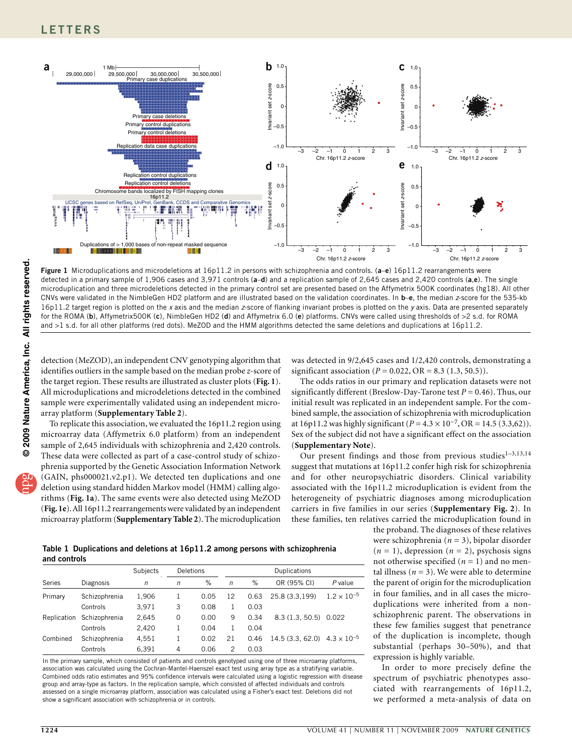Figure 1 Microduplications and microdeletions at 16p11.2 in persons with schizophrenia and controls. (a–e) 16p11.2 rearrangements were detected in a primary sample of 1,906 cases and 3,971 controls (a–d) and a replication sample of 2,645 cases and 2,420 controls (a,e). The single microduplication and three microdeletions detected in the primary control set are presented based on the Affymetrix 500K coordinates (hg18). All other CNVs were validated in the NimbleGen HD2 platform and are illustrated based on the validation coordinates. In b–e, the median z-score for the 535-kb 16p11.2 target region is plotted on the x axis and the median z-score of flanking invariant probes is plotted on the y axis. Data are presented separately for the ROMA (b), Affymetrix500K (c), NimbleGen HD2 (d) and Affymetrix 6.0 (e) platforms. CNVs were called using thresholds of >2 s.d. for ROMA and >1 s.d. for all other platforms (red dots). MeZOD and the HMM algorithms detected the same deletions and duplications at 16p11.2.

detection (MeZOD), an independent CNV genotyping algorithm that identifies outliers in the sample based on the median probe z-score of the target region. These results are illustrated as cluster plots (**Fig. 1**). All microduplications and microdeletions detected in the combined sample were experimentally validated using an independent microarray platform (**Supplementary Table 2**).

To replicate this association, we evaluated the 16p11.2 region using microarray data (Affymetrix 6.0 platform) from an independent sample of 2,645 individuals with schizophrenia and 2,420 controls. These data were collected as part of a case-control study of schizophrenia supported by the Genetic Association Information Network (GAIN, phs000021.v2.p1). We detected ten duplications and one deletion using standard hidden Markov model (HMM) calling algorithms (**Fig. 1a**). The same events were also detected using MeZOD (**Fig. 1e**). All 16p11.2 rearrangements were validated by an independent microarray platform (**Supplementary Table 2**). The microduplication was detected in 9/2,645 cases and 1/2,420 controls, demonstrating a significant association ($P = 0.022$, OR = 8.3 (1.3, 50.5)).

The odds ratios in our primary and replication datasets were not significantly different (Breslow-Day-Tarone test $P = 0.46$). Thus, our initial result was replicated in an independent sample. For the combined sample, the association of schizophrenia with microduplication at 16p11.2 was highly significant ($P = 4.3 \times 10^{-7}$, OR = 14.5 (3.3,62)). Sex of the subject did not have a significant effect on the association (**Supplementary Note**).

Our present findings and those from previous studies[1–3,13,14] suggest that mutations at 16p11.2 confer high risk for schizophrenia and for other neuropsychiatric disorders. Clinical variability associated with the 16p11.2 microduplication is evident from the heterogeneity of psychiatric diagnoses among microduplication carriers in five families in our series (**Supplementary Fig. 2**). In these families, ten relatives carried the microduplication found in the proband. The diagnoses of these relatives were schizophrenia ($n = 3$), bipolar disorder ($n = 1$), depression ($n = 2$), psychosis signs not otherwise specified ($n = 1$) and no mental illness ($n = 3$). We were able to determine the parent of origin for the microduplication in four families, and in all cases the microduplications were inherited from a nonschizophrenic parent. The observations in these few families suggest that penetrance of the duplication is incomplete, though substantial (perhaps 30–50%), and that expression is highly variable.

In order to more precisely define the spectrum of psychiatric phenotypes associated with rearrangements of 16p11.2, we performed a meta-analysis of data on

**Table 1 Duplications and deletions at 16p11.2 among persons with schizophrenia and controls**

| | | Subjects | Deletions | | Duplications | | | |
|---|---|---|---|---|---|---|---|---|
| Series | Diagnosis | n | n | % | n | % | OR (95% CI) | P value |
| Primary | Schizophrenia | 1,906 | 1 | 0.05 | 12 | 0.63 | 25.8 (3.3,199) | $1.2 \times 10^{-5}$ |
| | Controls | 3,971 | 3 | 0.08 | 1 | 0.03 | | |
| Replication | Schizophrenia | 2,645 | 0 | 0.00 | 9 | 0.34 | 8.3 (1.3, 50.5) | 0.022 |
| | Controls | 2,420 | 1 | 0.04 | 1 | 0.04 | | |
| Combined | Schizophrenia | 4,551 | 1 | 0.02 | 21 | 0.46 | 14.5 (3.3, 62.0) | $4.3 \times 10^{-5}$ |
| | Controls | 6,391 | 4 | 0.06 | 2 | 0.03 | | |

In the primary sample, which consisted of patients and controls genotyped using one of three microarray platforms, association was calculated using the Cochran-Mantel-Haenszel exact test using array type as a stratifying variable. Combined odds ratio estimates and 95% confidence intervals were calculated using a logistic regression with disease group and array-type as factors. In the replication sample, which consisted of affected individuals and controls assessed on a single microarray platform, association was calculated using a Fisher's exact test. Deletions did not show a significant association with schizophrenia or in controls.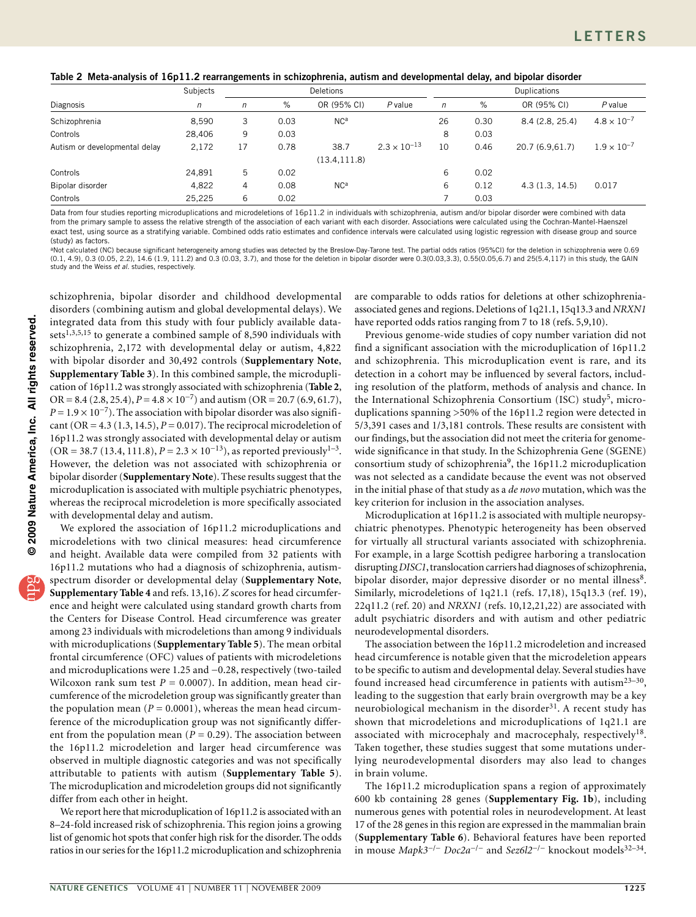**Table 2 Meta-analysis of 16p11.2 rearrangements in schizophrenia, autism and developmental delay, and bipolar disorder**

| Diagnosis | Subjects | Deletions | | | | Duplications | | | |
|---|---|---|---|---|---|---|---|---|---|
| | $n$ | $n$ | % | OR (95% CI) | $P$ value | $n$ | % | OR (95% CI) | $P$ value |
| Schizophrenia | 8,590 | 3 | 0.03 | NC[a] | | 26 | 0.30 | 8.4 (2.8, 25.4) | $4.8 \times 10^{-7}$ |
| Controls | 28,406 | 9 | 0.03 | | | 8 | 0.03 | | |
| Autism or developmental delay | 2,172 | 17 | 0.78 | 38.7 (13.4,111.8) | $2.3 \times 10^{-13}$ | 10 | 0.46 | 20.7 (6.9,61.7) | $1.9 \times 10^{-7}$ |
| Controls | 24,891 | 5 | 0.02 | | | 6 | 0.02 | | |
| Bipolar disorder | 4,822 | 4 | 0.08 | NC[a] | | 6 | 0.12 | 4.3 (1.3, 14.5) | 0.017 |
| Controls | 25,225 | 6 | 0.02 | | | 7 | 0.03 | | |

Data from four studies reporting microduplications and microdeletions of 16p11.2 in individuals with schizophrenia, autism and/or bipolar disorder were combined with data from the primary sample to assess the relative strength of the association of each variant with each disorder. Associations were calculated using the Cochran-Mantel-Haenszel exact test, using source as a stratifying variable. Combined odds ratio estimates and confidence intervals were calculated using logistic regression with disease group and source (study) as factors.

[a]Not calculated (NC) because significant heterogeneity among studies was detected by the Breslow-Day-Tarone test. The partial odds ratios (95%CI) for the deletion in schizophrenia were 0.69 (0.1, 4.9), 0.3 (0.05, 2.2), 14.6 (1.9, 111.2) and 0.3 (0.03, 3.7), and those for the deletion in bipolar disorder were 0.3(0.03,3.3), 0.55(0.05,6.7) and 25(5.4,117) in this study, the GAIN study and the Weiss *et al.* studies, respectively.

schizophrenia, bipolar disorder and childhood developmental disorders (combining autism and global developmental delays). We integrated data from this study with four publicly available datasets[1,3,5,15] to generate a combined sample of 8,590 individuals with schizophrenia, 2,172 with developmental delay or autism, 4,822 with bipolar disorder and 30,492 controls (**Supplementary Note**, **Supplementary Table 3**). In this combined sample, the microduplication of 16p11.2 was strongly associated with schizophrenia (**Table 2**, OR = 8.4 (2.8, 25.4), $P = 4.8 \times 10^{-7}$) and autism (OR = 20.7 (6.9, 61.7), $P = 1.9 \times 10^{-7}$). The association with bipolar disorder was also significant (OR = 4.3 (1.3, 14.5), $P = 0.017$). The reciprocal microdeletion of 16p11.2 was strongly associated with developmental delay or autism (OR = 38.7 (13.4, 111.8), $P = 2.3 \times 10^{-13}$), as reported previously[1–3]. However, the deletion was not associated with schizophrenia or bipolar disorder (**Supplementary Note**). These results suggest that the microduplication is associated with multiple psychiatric phenotypes, whereas the reciprocal microdeletion is more specifically associated with developmental delay and autism.

We explored the association of 16p11.2 microduplications and microdeletions with two clinical measures: head circumference and height. Available data were compiled from 32 patients with 16p11.2 mutations who had a diagnosis of schizophrenia, autism-spectrum disorder or developmental delay (**Supplementary Note**, **Supplementary Table 4** and refs. 13,16). *Z* scores for head circumference and height were calculated using standard growth charts from the Centers for Disease Control. Head circumference was greater among 23 individuals with microdeletions than among 9 individuals with microduplications (**Supplementary Table 5**). The mean orbital frontal circumference (OFC) values of patients with microdeletions and microduplications were 1.25 and −0.28, respectively (two-tailed Wilcoxon rank sum test $P = 0.0007$). In addition, mean head circumference of the microdeletion group was significantly greater than the population mean ($P = 0.0001$), whereas the mean head circumference of the microduplication group was not significantly different from the population mean ($P = 0.29$). The association between the 16p11.2 microdeletion and larger head circumference was observed in multiple diagnostic categories and was not specifically attributable to patients with autism (**Supplementary Table 5**). The microduplication and microdeletion groups did not significantly differ from each other in height.

We report here that microduplication of 16p11.2 is associated with an 8–24-fold increased risk of schizophrenia. This region joins a growing list of genomic hot spots that confer high risk for the disorder. The odds ratios in our series for the 16p11.2 microduplication and schizophrenia are comparable to odds ratios for deletions at other schizophrenia-associated genes and regions. Deletions of 1q21.1, 15q13.3 and *NRXN1* have reported odds ratios ranging from 7 to 18 (refs. 5,9,10).

Previous genome-wide studies of copy number variation did not find a significant association with the microduplication of 16p11.2 and schizophrenia. This microduplication event is rare, and its detection in a cohort may be influenced by several factors, including resolution of the platform, methods of analysis and chance. In the International Schizophrenia Consortium (ISC) study[5], microduplications spanning >50% of the 16p11.2 region were detected in 5/3,391 cases and 1/3,181 controls. These results are consistent with our findings, but the association did not meet the criteria for genome-wide significance in that study. In the Schizophrenia Gene (SGENE) consortium study of schizophrenia[9], the 16p11.2 microduplication was not selected as a candidate because the event was not observed in the initial phase of that study as a *de novo* mutation, which was the key criterion for inclusion in the association analyses.

Microduplication at 16p11.2 is associated with multiple neuropsychiatric phenotypes. Phenotypic heterogeneity has been observed for virtually all structural variants associated with schizophrenia. For example, in a large Scottish pedigree harboring a translocation disrupting *DISC1*, translocation carriers had diagnoses of schizophrenia, bipolar disorder, major depressive disorder or no mental illness[8]. Similarly, microdeletions of 1q21.1 (refs. 17,18), 15q13.3 (ref. 19), 22q11.2 (ref. 20) and *NRXN1* (refs. 10,12,21,22) are associated with adult psychiatric disorders and with autism and other pediatric neurodevelopmental disorders.

The association between the 16p11.2 microdeletion and increased head circumference is notable given that the microdeletion appears to be specific to autism and developmental delay. Several studies have found increased head circumference in patients with autism[23–30], leading to the suggestion that early brain overgrowth may be a key neurobiological mechanism in the disorder[31]. A recent study has shown that microdeletions and microduplications of 1q21.1 are associated with microcephaly and macrocephaly, respectively[18]. Taken together, these studies suggest that some mutations underlying neurodevelopmental disorders may also lead to changes in brain volume.

The 16p11.2 microduplication spans a region of approximately 600 kb containing 28 genes (**Supplementary Fig. 1b**), including numerous genes with potential roles in neurodevelopment. At least 17 of the 28 genes in this region are expressed in the mammalian brain (**Supplementary Table 6**). Behavioral features have been reported in mouse *Mapk3*$^{-/-}$ *Doc2a*$^{-/-}$ and *Sez6l2*$^{-/-}$ knockout models[32–34].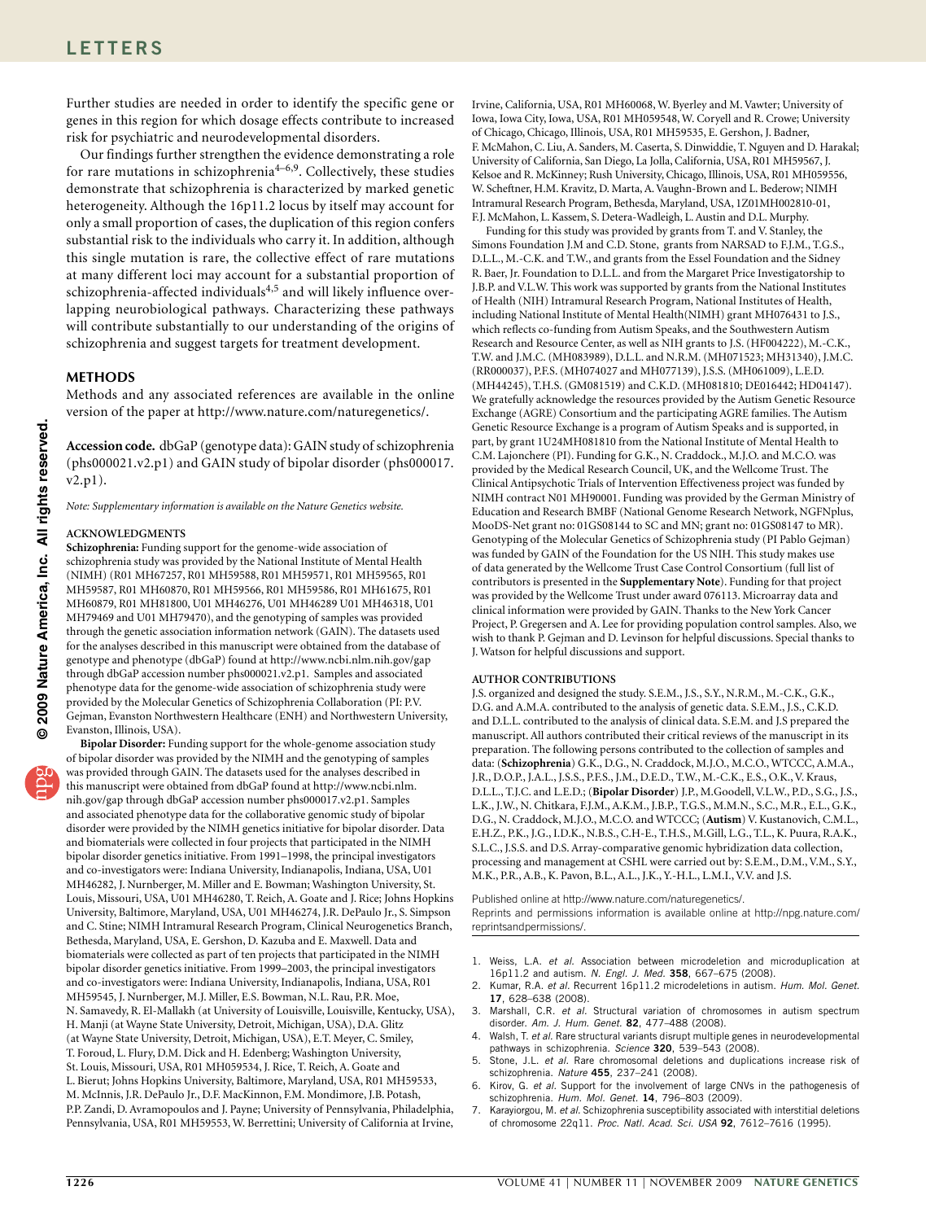Further studies are needed in order to identify the specific gene or genes in this region for which dosage effects contribute to increased risk for psychiatric and neurodevelopmental disorders.

Our findings further strengthen the evidence demonstrating a role for rare mutations in schizophrenia[4–6,9]. Collectively, these studies demonstrate that schizophrenia is characterized by marked genetic heterogeneity. Although the 16p11.2 locus by itself may account for only a small proportion of cases, the duplication of this region confers substantial risk to the individuals who carry it. In addition, although this single mutation is rare, the collective effect of rare mutations at many different loci may account for a substantial proportion of schizophrenia-affected individuals[4,5] and will likely influence overlapping neurobiological pathways. Characterizing these pathways will contribute substantially to our understanding of the origins of schizophrenia and suggest targets for treatment development.

## METHODS

Methods and any associated references are available in the online version of the paper at http://www.nature.com/naturegenetics/.

**Accession code.** dbGaP (genotype data): GAIN study of schizophrenia (phs000021.v2.p1) and GAIN study of bipolar disorder (phs000017.v2.p1).

*Note: Supplementary information is available on the Nature Genetics website.*

### ACKNOWLEDGMENTS

**Schizophrenia:** Funding support for the genome-wide association of schizophrenia study was provided by the National Institute of Mental Health (NIMH) (R01 MH67257, R01 MH59588, R01 MH59571, R01 MH59565, R01 MH59587, R01 MH60870, R01 MH59566, R01 MH59586, R01 MH61675, R01 MH60879, R01 MH81800, U01 MH46276, U01 MH46289 U01 MH46318, U01 MH79469 and U01 MH79470), and the genotyping of samples was provided through the genetic association information network (GAIN). The datasets used for the analyses described in this manuscript were obtained from the database of genotype and phenotype (dbGaP) found at http://www.ncbi.nlm.nih.gov/gap through dbGaP accession number phs000021.v2.p1. Samples and associated phenotype data for the genome-wide association of schizophrenia study were provided by the Molecular Genetics of Schizophrenia Collaboration (PI: P.V. Gejman, Evanston Northwestern Healthcare (ENH) and Northwestern University, Evanston, Illinois, USA).

**Bipolar Disorder:** Funding support for the whole-genome association study of bipolar disorder was provided by the NIMH and the genotyping of samples was provided through GAIN. The datasets used for the analyses described in this manuscript were obtained from dbGaP found at http://www.ncbi.nlm.nih.gov/gap through dbGaP accession number phs000017.v2.p1. Samples and associated phenotype data for the collaborative genomic study of bipolar disorder were provided by the NIMH genetics initiative for bipolar disorder. Data and biomaterials were collected in four projects that participated in the NIMH bipolar disorder genetics initiative. From 1991–1998, the principal investigators and co-investigators were: Indiana University, Indianapolis, Indiana, USA, U01 MH46282, J. Nurnberger, M. Miller and E. Bowman; Washington University, St. Louis, Missouri, USA, U01 MH46280, T. Reich, A. Goate and J. Rice; Johns Hopkins University, Baltimore, Maryland, USA, U01 MH46274, J.R. DePaulo Jr., S. Simpson and C. Stine; NIMH Intramural Research Program, Clinical Neurogenetics Branch, Bethesda, Maryland, USA, E. Gershon, D. Kazuba and E. Maxwell. Data and biomaterials were collected as part of ten projects that participated in the NIMH bipolar disorder genetics initiative. From 1999–2003, the principal investigators and co-investigators were: Indiana University, Indianapolis, Indiana, USA, R01 MH59545, J. Nurnberger, M.J. Miller, E.S. Bowman, N.L. Rau, P.R. Moe, N. Samavedy, R. El-Mallakh (at University of Louisville, Louisville, Kentucky, USA), H. Manji (at Wayne State University, Detroit, Michigan, USA), D.A. Glitz (at Wayne State University, Detroit, Michigan, USA), E.T. Meyer, C. Smiley, T. Foroud, L. Flury, D.M. Dick and H. Edenberg; Washington University, St. Louis, Missouri, USA, R01 MH059534, J. Rice, T. Reich, A. Goate and L. Bierut; Johns Hopkins University, Baltimore, Maryland, USA, R01 MH59533, M. McInnis, J.R. DePaulo Jr., D.F. MacKinnon, F.M. Mondimore, J.B. Potash, P.P. Zandi, D. Avramopoulos and J. Payne; University of Pennsylvania, Philadelphia, Pennsylvania, USA, R01 MH59553, W. Berrettini; University of California at Irvine, Irvine, California, USA, R01 MH60068, W. Byerley and M. Vawter; University of Iowa, Iowa City, Iowa, USA, R01 MH059548, W. Coryell and R. Crowe; University of Chicago, Chicago, Illinois, USA, R01 MH59535, E. Gershon, J. Badner, F. McMahon, C. Liu, A. Sanders, M. Caserta, S. Dinwiddie, T. Nguyen and D. Harakal; University of California, San Diego, La Jolla, California, USA, R01 MH59567, J. Kelsoe and R. McKinney; Rush University, Chicago, Illinois, USA, R01 MH059556, W. Scheftner, H.M. Kravitz, D. Marta, A. Vaughn-Brown and L. Bederow; NIMH Intramural Research Program, Bethesda, Maryland, USA, 1Z01MH002810-01, F.J. McMahon, L. Kassem, S. Detera-Wadleigh, L. Austin and D.L. Murphy.

Funding for this study was provided by grants from T. and V. Stanley, the Simons Foundation J.M and C.D. Stone, grants from NARSAD to F.J.M., T.G.S., D.L.L., M.-C.K. and T.W., and grants from the Essel Foundation and the Sidney R. Baer, Jr. Foundation to D.L.L. and from the Margaret Price Investigatorship to J.B.P. and V.L.W. This work was supported by grants from the National Institutes of Health (NIH) Intramural Research Program, National Institutes of Health, including National Institute of Mental Health(NIMH) grant MH076431 to J.S., which reflects co-funding from Autism Speaks, and the Southwestern Autism Research and Resource Center, as well as NIH grants to J.S. (HF004222), M.-C.K., T.W. and J.M.C. (MH083989), D.L.L. and N.R.M. (MH071523; MH31340), J.M.C. (RR000037), P.F.S. (MH074027 and MH077139), J.S.S. (MH061009), L.E.D. (MH44245), T.H.S. (GM081519) and C.K.D. (MH081810; DE016442; HD04147). We gratefully acknowledge the resources provided by the Autism Genetic Resource Exchange (AGRE) Consortium and the participating AGRE families. The Autism Genetic Resource Exchange is a program of Autism Speaks and is supported, in part, by grant 1U24MH081810 from the National Institute of Mental Health to C.M. Lajonchere (PI). Funding for G.K., N. Craddock., M.J.O. and M.C.O. was provided by the Medical Research Council, UK, and the Wellcome Trust. The Clinical Antipsychotic Trials of Intervention Effectiveness project was funded by NIMH contract N01 MH90001. Funding was provided by the German Ministry of Education and Research BMBF (National Genome Research Network, NGFNplus, MooDS-Net grant no: 01GS08144 to SC and MN; grant no: 01GS08147 to MR). Genotyping of the Molecular Genetics of Schizophrenia study (PI Pablo Gejman) was funded by GAIN of the Foundation for the US NIH. This study makes use of data generated by the Wellcome Trust Case Control Consortium (full list of contributors is presented in the **Supplementary Note**). Funding for that project was provided by the Wellcome Trust under award 076113. Microarray data and clinical information were provided by GAIN. Thanks to the New York Cancer Project, P. Gregersen and A. Lee for providing population control samples. Also, we wish to thank P. Gejman and D. Levinson for helpful discussions. Special thanks to J. Watson for helpful discussions and support.

### AUTHOR CONTRIBUTIONS

J.S. organized and designed the study. S.E.M., J.S., S.Y., N.R.M., M.-C.K., G.K., D.G. and A.M.A. contributed to the analysis of genetic data. S.E.M., J.S., C.K.D. and D.L.L. contributed to the analysis of clinical data. S.E.M. and J.S prepared the manuscript. All authors contributed their critical reviews of the manuscript in its preparation. The following persons contributed to the collection of samples and data: (**Schizophrenia**) G.K., D.G., N. Craddock, M.J.O., M.C.O., WTCCC, A.M.A., J.R., D.O.P., J.A.L., J.S.S., P.F.S., J.M., D.E.D., T.W., M.-C.K., E.S., O.K., V. Kraus, D.L.L., T.J.C. and L.E.D.; (**Bipolar Disorder**) J.P., M.Goodell, V.L.W., P.D., S.G., J.S., L.K., J.W., N. Chitkara, F.J.M., A.K.M., J.B.P., T.G.S., M.M.N., S.C., M.R., E.L., G.K., D.G., N. Craddock, M.J.O., M.C.O. and WTCCC; (**Autism**) V. Kustanovich, C.M.L., E.H.Z., P.K., J.G., I.D.K., N.B.S., C.H-E., T.H.S., M.Gill, L.G., T.L., K. Puura, R.A.K., S.L.C., J.S.S. and D.S. Array-comparative genomic hybridization data collection, processing and management at CSHL were carried out by: S.E.M., D.M., V.M., S.Y., M.K., P.R., A.B., K. Pavon, B.L., A.L., J.K., Y.-H.L., L.M.I., V.V. and J.S.

Published online at http://www.nature.com/naturegenetics/.
Reprints and permissions information is available online at http://npg.nature.com/reprintsandpermissions/.

1. Weiss, L.A. *et al.* Association between microdeletion and microduplication at 16p11.2 and autism. *N. Engl. J. Med.* **358**, 667–675 (2008).
2. Kumar, R.A. *et al.* Recurrent 16p11.2 microdeletions in autism. *Hum. Mol. Genet.* **17**, 628–638 (2008).
3. Marshall, C.R. *et al.* Structural variation of chromosomes in autism spectrum disorder. *Am. J. Hum. Genet.* **82**, 477–488 (2008).
4. Walsh, T. *et al.* Rare structural variants disrupt multiple genes in neurodevelopmental pathways in schizophrenia. *Science* **320**, 539–543 (2008).
5. Stone, J.L. *et al.* Rare chromosomal deletions and duplications increase risk of schizophrenia. *Nature* **455**, 237–241 (2008).
6. Kirov, G. *et al.* Support for the involvement of large CNVs in the pathogenesis of schizophrenia. *Hum. Mol. Genet.* **14**, 796–803 (2009).
7. Karayiorgou, M. *et al.* Schizophrenia susceptibility associated with interstitial deletions of chromosome 22q11. *Proc. Natl. Acad. Sci. USA* **92**, 7612–7616 (1995).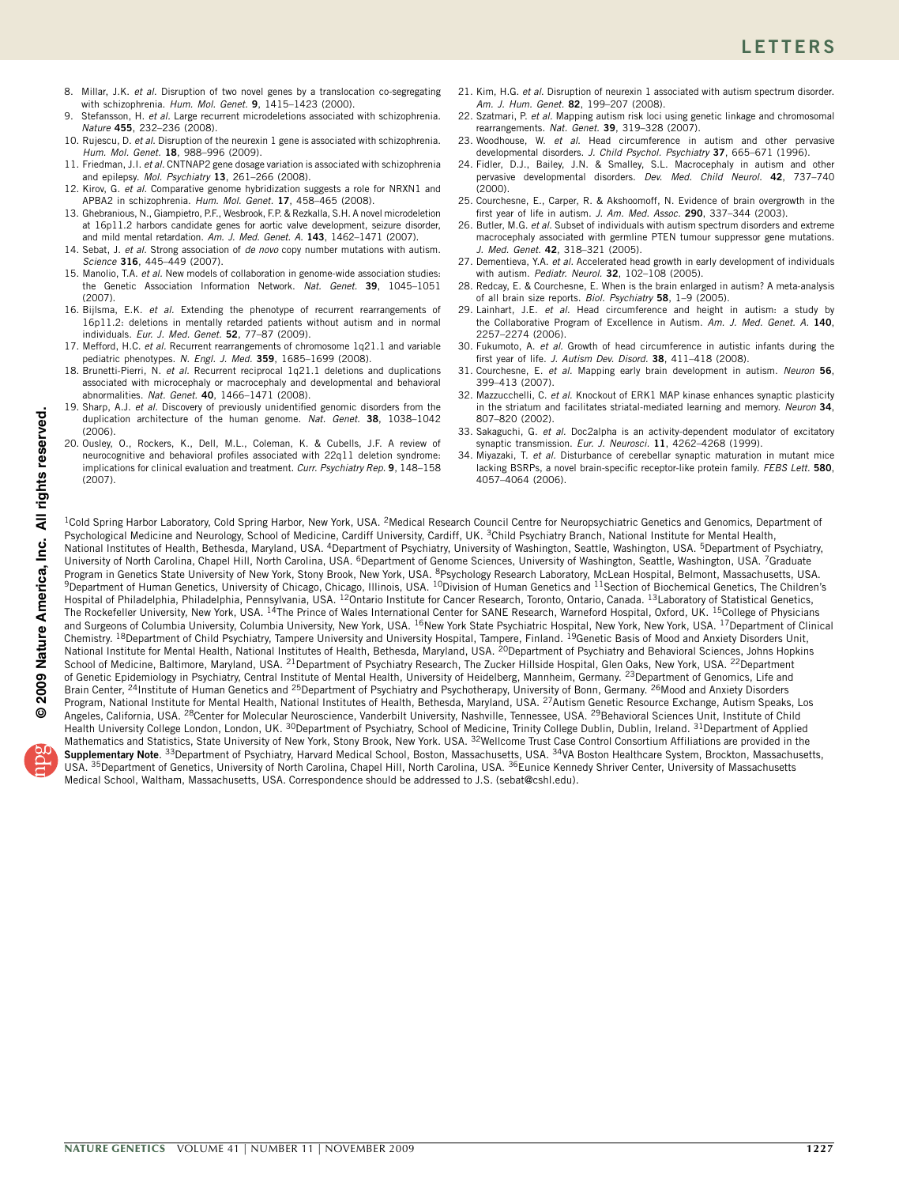8. Millar, J.K. *et al.* Disruption of two novel genes by a translocation co-segregating with schizophrenia. *Hum. Mol. Genet.* **9**, 1415–1423 (2000).
9. Stefansson, H. *et al.* Large recurrent microdeletions associated with schizophrenia. *Nature* **455**, 232–236 (2008).
10. Rujescu, D. *et al.* Disruption of the neurexin 1 gene is associated with schizophrenia. *Hum. Mol. Genet.* **18**, 988–996 (2009).
11. Friedman, J.I. *et al.* CNTNAP2 gene dosage variation is associated with schizophrenia and epilepsy. *Mol. Psychiatry* **13**, 261–266 (2008).
12. Kirov, G. *et al.* Comparative genome hybridization suggests a role for NRXN1 and APBA2 in schizophrenia. *Hum. Mol. Genet.* **17**, 458–465 (2008).
13. Ghebranious, N., Giampietro, P.F., Wesbrook, F.P. & Rezkalla, S.H. A novel microdeletion at 16p11.2 harbors candidate genes for aortic valve development, seizure disorder, and mild mental retardation. *Am. J. Med. Genet. A.* **143**, 1462–1471 (2007).
14. Sebat, J. *et al.* Strong association of *de novo* copy number mutations with autism. *Science* **316**, 445–449 (2007).
15. Manolio, T.A. *et al.* New models of collaboration in genome-wide association studies: the Genetic Association Information Network. *Nat. Genet.* **39**, 1045–1051 (2007).
16. Bijlsma, E.K. *et al.* Extending the phenotype of recurrent rearrangements of 16p11.2: deletions in mentally retarded patients without autism and in normal individuals. *Eur. J. Med. Genet.* **52**, 77–87 (2009).
17. Mefford, H.C. *et al.* Recurrent rearrangements of chromosome 1q21.1 and variable pediatric phenotypes. *N. Engl. J. Med.* **359**, 1685–1699 (2008).
18. Brunetti-Pierri, N. *et al.* Recurrent reciprocal 1q21.1 deletions and duplications associated with microcephaly or macrocephaly and developmental and behavioral abnormalities. *Nat. Genet.* **40**, 1466–1471 (2008).
19. Sharp, A.J. *et al.* Discovery of previously unidentified genomic disorders from the duplication architecture of the human genome. *Nat. Genet.* **38**, 1038–1042 (2006).
20. Ousley, O., Rockers, K., Dell, M.L., Coleman, K. & Cubells, J.F. A review of neurocognitive and behavioral profiles associated with 22q11 deletion syndrome: implications for clinical evaluation and treatment. *Curr. Psychiatry Rep.* **9**, 148–158 (2007).
21. Kim, H.G. *et al.* Disruption of neurexin 1 associated with autism spectrum disorder. *Am. J. Hum. Genet.* **82**, 199–207 (2008).
22. Szatmari, P. *et al.* Mapping autism risk loci using genetic linkage and chromosomal rearrangements. *Nat. Genet.* **39**, 319–328 (2007).
23. Woodhouse, W. *et al.* Head circumference in autism and other pervasive developmental disorders. *J. Child Psychol. Psychiatry* **37**, 665–671 (1996).
24. Fidler, D.J., Bailey, J.N. & Smalley, S.L. Macrocephaly in autism and other pervasive developmental disorders. *Dev. Med. Child Neurol.* **42**, 737–740 (2000).
25. Courchesne, E., Carper, R. & Akshoomoff, N. Evidence of brain overgrowth in the first year of life in autism. *J. Am. Med. Assoc.* **290**, 337–344 (2003).
26. Butler, M.G. *et al.* Subset of individuals with autism spectrum disorders and extreme macrocephaly associated with germline PTEN tumour suppressor gene mutations. *J. Med. Genet.* **42**, 318–321 (2005).
27. Dementieva, Y.A. *et al.* Accelerated head growth in early development of individuals with autism. *Pediatr. Neurol.* **32**, 102–108 (2005).
28. Redcay, E. & Courchesne, E. When is the brain enlarged in autism? A meta-analysis of all brain size reports. *Biol. Psychiatry* **58**, 1–9 (2005).
29. Lainhart, J.E. *et al.* Head circumference and height in autism: a study by the Collaborative Program of Excellence in Autism. *Am. J. Med. Genet. A.* **140**, 2257–2274 (2006).
30. Fukumoto, A. *et al.* Growth of head circumference in autistic infants during the first year of life. *J. Autism Dev. Disord.* **38**, 411–418 (2008).
31. Courchesne, E. *et al.* Mapping early brain development in autism. *Neuron* **56**, 399–413 (2007).
32. Mazzucchelli, C. *et al.* Knockout of ERK1 MAP kinase enhances synaptic plasticity in the striatum and facilitates striatal-mediated learning and memory. *Neuron* **34**, 807–820 (2002).
33. Sakaguchi, G. *et al.* Doc2alpha is an activity-dependent modulator of excitatory synaptic transmission. *Eur. J. Neurosci.* **11**, 4262–4268 (1999).
34. Miyazaki, T. *et al.* Disturbance of cerebellar synaptic maturation in mutant mice lacking BSRPs, a novel brain-specific receptor-like protein family. *FEBS Lett.* **580**, 4057–4064 (2006).

[1]Cold Spring Harbor Laboratory, Cold Spring Harbor, New York, USA. [2]Medical Research Council Centre for Neuropsychiatric Genetics and Genomics, Department of Psychological Medicine and Neurology, School of Medicine, Cardiff University, Cardiff, UK. [3]Child Psychiatry Branch, National Institute for Mental Health, National Institutes of Health, Bethesda, Maryland, USA. [4]Department of Psychiatry, University of Washington, Seattle, Washington, USA. [5]Department of Psychiatry, University of North Carolina, Chapel Hill, North Carolina, USA. [6]Department of Genome Sciences, University of Washington, Seattle, Washington, USA. [7]Graduate Program in Genetics State University of New York, Stony Brook, New York, USA. [8]Psychology Research Laboratory, McLean Hospital, Belmont, Massachusetts, USA. [9]Department of Human Genetics, University of Chicago, Chicago, Illinois, USA. [10]Division of Human Genetics and [11]Section of Biochemical Genetics, The Children's Hospital of Philadelphia, Philadelphia, Pennsylvania, USA. [12]Ontario Institute for Cancer Research, Toronto, Ontario, Canada. [13]Laboratory of Statistical Genetics, The Rockefeller University, New York, USA. [14]The Prince of Wales International Center for SANE Research, Warneford Hospital, Oxford, UK. [15]College of Physicians and Surgeons of Columbia University, Columbia University, New York, USA. [16]New York State Psychiatric Hospital, New York, New York, USA. [17]Department of Clinical Chemistry. [18]Department of Child Psychiatry, Tampere University and University Hospital, Tampere, Finland. [19]Genetic Basis of Mood and Anxiety Disorders Unit, National Institute for Mental Health, National Institutes of Health, Bethesda, Maryland, USA. [20]Department of Psychiatry and Behavioral Sciences, Johns Hopkins School of Medicine, Baltimore, Maryland, USA. [21]Department of Psychiatry Research, The Zucker Hillside Hospital, Glen Oaks, New York, USA. [22]Department of Genetic Epidemiology in Psychiatry, Central Institute of Mental Health, University of Heidelberg, Mannheim, Germany. [23]Department of Genomics, Life and Brain Center, [24]Institute of Human Genetics and [25]Department of Psychiatry and Psychotherapy, University of Bonn, Germany. [26]Mood and Anxiety Disorders Program, National Institute for Mental Health, National Institutes of Health, Bethesda, Maryland, USA. [27]Autism Genetic Resource Exchange, Autism Speaks, Los Angeles, California, USA. [28]Center for Molecular Neuroscience, Vanderbilt University, Nashville, Tennessee, USA. [29]Behavioral Sciences Unit, Institute of Child Health University College London, London, UK. [30]Department of Psychiatry, School of Medicine, Trinity College Dublin, Dublin, Ireland. [31]Department of Applied Mathematics and Statistics, State University of New York, Stony Brook, New York. USA. [32]Wellcome Trust Case Control Consortium Affiliations are provided in the **Supplementary Note**. [33]Department of Psychiatry, Harvard Medical School, Boston, Massachusetts, USA. [34]VA Boston Healthcare System, Brockton, Massachusetts, USA. [35]Department of Genetics, University of North Carolina, Chapel Hill, North Carolina, USA. [36]Eunice Kennedy Shriver Center, University of Massachusetts Medical School, Waltham, Massachusetts, USA. Correspondence should be addressed to J.S. (sebat@cshl.edu).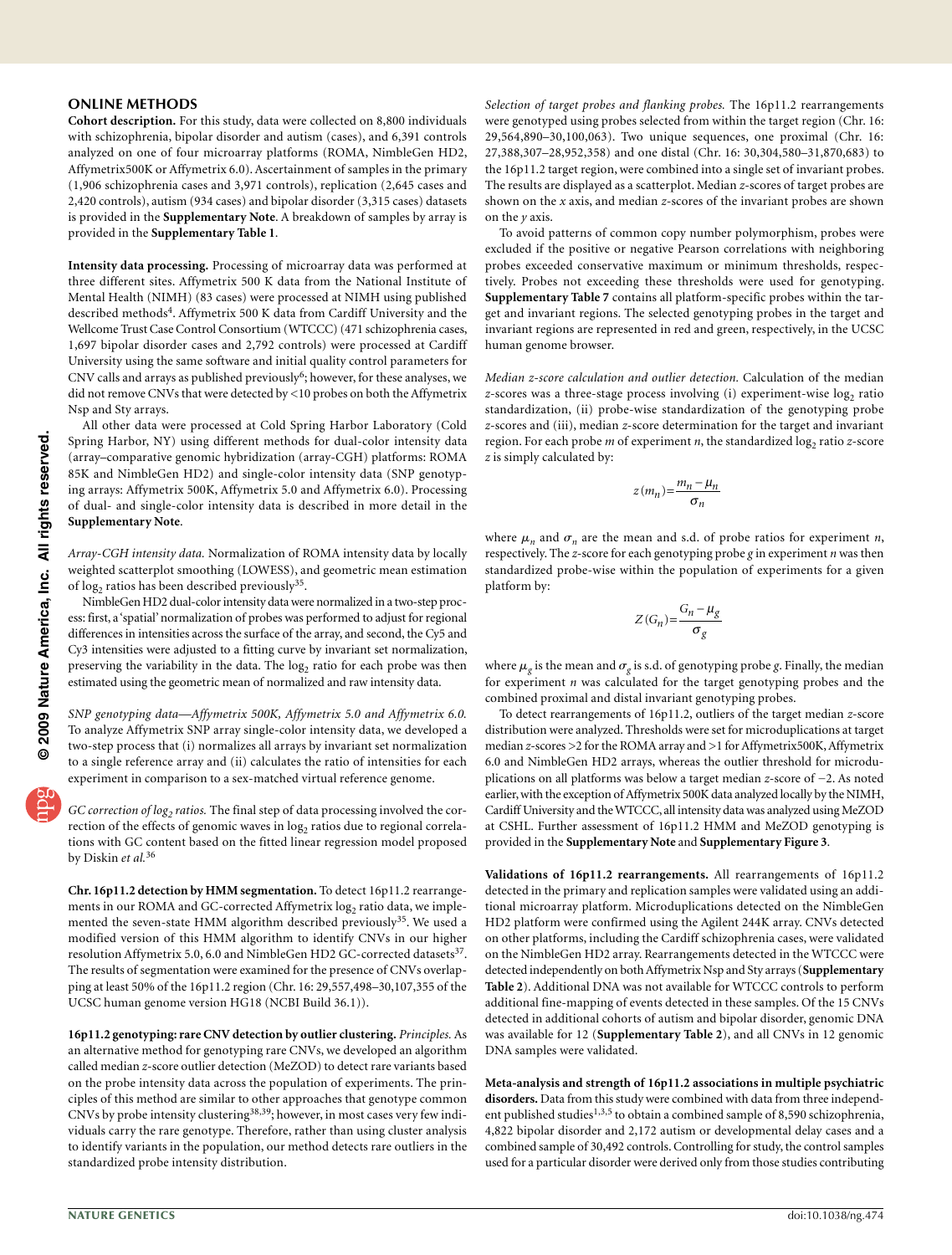## ONLINE METHODS

**Cohort description.** For this study, data were collected on 8,800 individuals with schizophrenia, bipolar disorder and autism (cases), and 6,391 controls analyzed on one of four microarray platforms (ROMA, NimbleGen HD2, Affymetrix500K or Affymetrix 6.0). Ascertainment of samples in the primary (1,906 schizophrenia cases and 3,971 controls), replication (2,645 cases and 2,420 controls), autism (934 cases) and bipolar disorder (3,315 cases) datasets is provided in the **Supplementary Note**. A breakdown of samples by array is provided in the **Supplementary Table 1**.

**Intensity data processing.** Processing of microarray data was performed at three different sites. Affymetrix 500 K data from the National Institute of Mental Health (NIMH) (83 cases) were processed at NIMH using published described methods[4]. Affymetrix 500 K data from Cardiff University and the Wellcome Trust Case Control Consortium (WTCCC) (471 schizophrenia cases, 1,697 bipolar disorder cases and 2,792 controls) were processed at Cardiff University using the same software and initial quality control parameters for CNV calls and arrays as published previously[6]; however, for these analyses, we did not remove CNVs that were detected by <10 probes on both the Affymetrix Nsp and Sty arrays.

All other data were processed at Cold Spring Harbor Laboratory (Cold Spring Harbor, NY) using different methods for dual-color intensity data (array–comparative genomic hybridization (array-CGH) platforms: ROMA 85K and NimbleGen HD2) and single-color intensity data (SNP genotyping arrays: Affymetrix 500K, Affymetrix 5.0 and Affymetrix 6.0). Processing of dual- and single-color intensity data is described in more detail in the **Supplementary Note**.

*Array-CGH intensity data.* Normalization of ROMA intensity data by locally weighted scatterplot smoothing (LOWESS), and geometric mean estimation of $\log_2$ ratios has been described previously[35].

NimbleGen HD2 dual-color intensity data were normalized in a two-step process: first, a 'spatial' normalization of probes was performed to adjust for regional differences in intensities across the surface of the array, and second, the Cy5 and Cy3 intensities were adjusted to a fitting curve by invariant set normalization, preserving the variability in the data. The $\log_2$ ratio for each probe was then estimated using the geometric mean of normalized and raw intensity data.

*SNP genotyping data—Affymetrix 500K, Affymetrix 5.0 and Affymetrix 6.0.* To analyze Affymetrix SNP array single-color intensity data, we developed a two-step process that (i) normalizes all arrays by invariant set normalization to a single reference array and (ii) calculates the ratio of intensities for each experiment in comparison to a sex-matched virtual reference genome.

*GC correction of $\log_2$ ratios.* The final step of data processing involved the correction of the effects of genomic waves in $\log_2$ ratios due to regional correlations with GC content based on the fitted linear regression model proposed by Diskin *et al.*[36]

**Chr. 16p11.2 detection by HMM segmentation.** To detect 16p11.2 rearrangements in our ROMA and GC-corrected Affymetrix $\log_2$ ratio data, we implemented the seven-state HMM algorithm described previously[35]. We used a modified version of this HMM algorithm to identify CNVs in our higher resolution Affymetrix 5.0, 6.0 and NimbleGen HD2 GC-corrected datasets[37]. The results of segmentation were examined for the presence of CNVs overlapping at least 50% of the 16p11.2 region (Chr. 16: 29,557,498–30,107,355 of the UCSC human genome version HG18 (NCBI Build 36.1)).

**16p11.2 genotyping: rare CNV detection by outlier clustering.** *Principles.* As an alternative method for genotyping rare CNVs, we developed an algorithm called median *z*-score outlier detection (MeZOD) to detect rare variants based on the probe intensity data across the population of experiments. The principles of this method are similar to other approaches that genotype common CNVs by probe intensity clustering[38,39]; however, in most cases very few individuals carry the rare genotype. Therefore, rather than using cluster analysis to identify variants in the population, our method detects rare outliers in the standardized probe intensity distribution.

*Selection of target probes and flanking probes.* The 16p11.2 rearrangements were genotyped using probes selected from within the target region (Chr. 16: 29,564,890–30,100,063). Two unique sequences, one proximal (Chr. 16: 27,388,307–28,952,358) and one distal (Chr. 16: 30,304,580–31,870,683) to the 16p11.2 target region, were combined into a single set of invariant probes. The results are displayed as a scatterplot. Median *z*-scores of target probes are shown on the *x* axis, and median *z*-scores of the invariant probes are shown on the *y* axis.

To avoid patterns of common copy number polymorphism, probes were excluded if the positive or negative Pearson correlations with neighboring probes exceeded conservative maximum or minimum thresholds, respectively. Probes not exceeding these thresholds were used for genotyping. **Supplementary Table 7** contains all platform-specific probes within the target and invariant regions. The selected genotyping probes in the target and invariant regions are represented in red and green, respectively, in the UCSC human genome browser.

*Median z-score calculation and outlier detection.* Calculation of the median *z*-scores was a three-stage process involving (i) experiment-wise $\log_2$ ratio standardization, (ii) probe-wise standardization of the genotyping probe *z*-scores and (iii), median *z*-score determination for the target and invariant region. For each probe *m* of experiment *n*, the standardized $\log_2$ ratio *z*-score *z* is simply calculated by:

$$z(m_n) = \frac{m_n - \mu_n}{\sigma_n}$$

where $\mu_n$ and $\sigma_n$ are the mean and s.d. of probe ratios for experiment *n*, respectively. The *z*-score for each genotyping probe *g* in experiment *n* was then standardized probe-wise within the population of experiments for a given platform by:

$$Z(G_n) = \frac{G_n - \mu_g}{\sigma_g}$$

where $\mu_g$ is the mean and $\sigma_g$ is s.d. of genotyping probe *g*. Finally, the median for experiment *n* was calculated for the target genotyping probes and the combined proximal and distal invariant genotyping probes.

To detect rearrangements of 16p11.2, outliers of the target median *z*-score distribution were detected. Thresholds were set for microduplications at target median *z*-scores >2 for the ROMA array and >1 for Affymetrix500K, Affymetrix 6.0 and NimbleGen HD2 arrays, whereas the outlier threshold for microduplications on all platforms was below a target median *z*-score of −2. As noted earlier, with the exception of Affymetrix 500K data analyzed locally by the NIMH, Cardiff University and the WTCCC, all intensity data was analyzed using MeZOD at CSHL. Further assessment of 16p11.2 HMM and MeZOD genotyping is provided in the **Supplementary Note** and **Supplementary Figure 3**.

**Validations of 16p11.2 rearrangements.** All rearrangements of 16p11.2 detected in the primary and replication samples were validated using an additional microarray platform. Microduplications detected on the NimbleGen HD2 platform were confirmed using the Agilent 244K array. CNVs detected on other platforms, including the Cardiff schizophrenia cases, were validated on the NimbleGen HD2 array. Rearrangements detected in the WTCCC were detected independently on both Affymetrix Nsp and Sty arrays (**Supplementary Table 2**). Additional DNA was not available for WTCCC controls to perform additional fine-mapping of events detected in these samples. Of the 15 CNVs detected in additional cohorts of autism and bipolar disorder, genomic DNA was available for 12 (**Supplementary Table 2**), and all CNVs in 12 genomic DNA samples were validated.

**Meta-analysis and strength of 16p11.2 associations in multiple psychiatric disorders.** Data from this study were combined with data from three independent published studies[1,3,5] to obtain a combined sample of 8,590 schizophrenia, 4,822 bipolar disorder and 2,172 autism or developmental delay cases and a combined sample of 30,492 controls. Controlling for study, the control samples used for a particular disorder were derived only from those studies contributing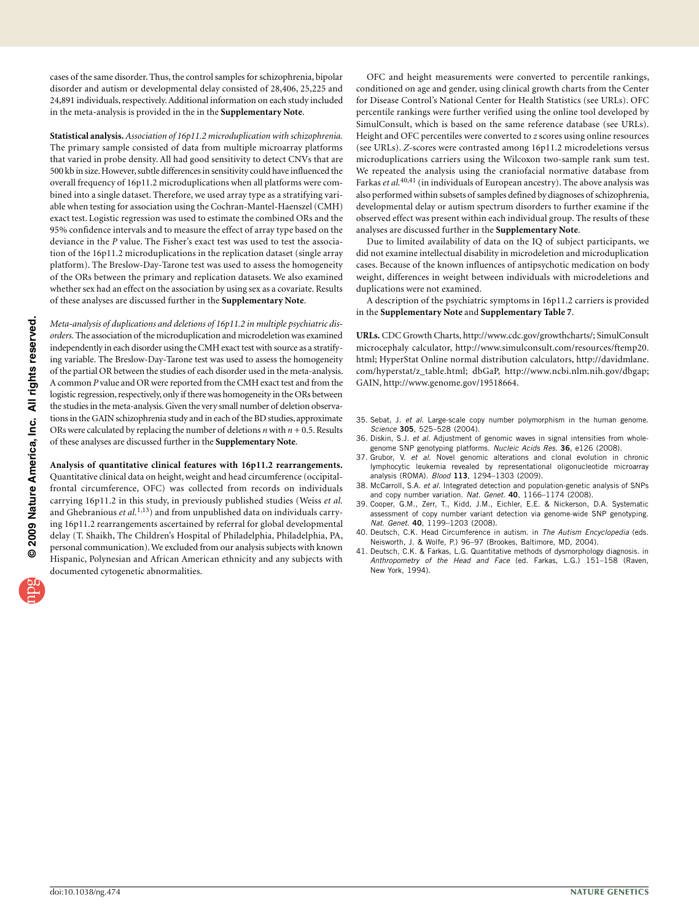cases of the same disorder. Thus, the control samples for schizophrenia, bipolar disorder and autism or developmental delay consisted of 28,406, 25,225 and 24,891 individuals, respectively. Additional information on each study included in the meta-analysis is provided in the in the **Supplementary Note**.

**Statistical analysis.** *Association of 16p11.2 microduplication with schizophrenia.* The primary sample consisted of data from multiple microarray platforms that varied in probe density. All had good sensitivity to detect CNVs that are 500 kb in size. However, subtle differences in sensitivity could have influenced the overall frequency of 16p11.2 microduplications when all platforms were combined into a single dataset. Therefore, we used array type as a stratifying variable when testing for association using the Cochran-Mantel-Haenszel (CMH) exact test. Logistic regression was used to estimate the combined ORs and the 95% confidence intervals and to measure the effect of array type based on the deviance in the *P* value. The Fisher's exact test was used to test the association of the 16p11.2 microduplications in the replication dataset (single array platform). The Breslow-Day-Tarone test was used to assess the homogeneity of the ORs between the primary and replication datasets. We also examined whether sex had an effect on the association by using sex as a covariate. Results of these analyses are discussed further in the **Supplementary Note**.

*Meta-analysis of duplications and deletions of 16p11.2 in multiple psychiatric disorders.* The association of the microduplication and microdeletion was examined independently in each disorder using the CMH exact test with source as a stratifying variable. The Breslow-Day-Tarone test was used to assess the homogeneity of the partial OR between the studies of each disorder used in the meta-analysis. A common *P* value and OR were reported from the CMH exact test and from the logistic regression, respectively, only if there was homogeneity in the ORs between the studies in the meta-analysis. Given the very small number of deletion observations in the GAIN schizophrenia study and in each of the BD studies, approximate ORs were calculated by replacing the number of deletions $n$ with $n + 0.5$. Results of these analyses are discussed further in the **Supplementary Note**.

**Analysis of quantitative clinical features with 16p11.2 rearrangements.** Quantitative clinical data on height, weight and head circumference (occipital-frontal circumference, OFC) was collected from records on individuals carrying 16p11.2 in this study, in previously published studies (Weiss *et al.* and Ghebranious *et al.*[1,13]) and from unpublished data on individuals carrying 16p11.2 rearrangements ascertained by referral for global developmental delay (T. Shaikh, The Children's Hospital of Philadelphia, Philadelphia, PA, personal communication). We excluded from our analysis subjects with known Hispanic, Polynesian and African American ethnicity and any subjects with documented cytogenetic abnormalities.

OFC and height measurements were converted to percentile rankings, conditioned on age and gender, using clinical growth charts from the Center for Disease Control's National Center for Health Statistics (see URLs). OFC percentile rankings were further verified using the online tool developed by SimulConsult, which is based on the same reference database (see URLs). Height and OFC percentiles were converted to *z* scores using online resources (see URLs). *Z*-scores were contrasted among 16p11.2 microdeletions versus microduplications carriers using the Wilcoxon two-sample rank sum test. We repeated the analysis using the craniofacial normative database from Farkas *et al.*[40,41] (in individuals of European ancestry). The above analysis was also performed within subsets of samples defined by diagnoses of schizophrenia, developmental delay or autism spectrum disorders to further examine if the observed effect was present within each individual group. The results of these analyses are discussed further in the **Supplementary Note**.

Due to limited availability of data on the IQ of subject participants, we did not examine intellectual disability in microdeletion and microduplication cases. Because of the known influences of antipsychotic medication on body weight, differences in weight between individuals with microdeletions and duplications were not examined.

A description of the psychiatric symptoms in 16p11.2 carriers is provided in the **Supplementary Note** and **Supplementary Table 7**.

**URLs.** CDC Growth Charts, http://www.cdc.gov/growthcharts/; SimulConsult microcephaly calculator, http://www.simulconsult.com/resources/ftemp20.html; HyperStat Online normal distribution calculators, http://davidmlane.com/hyperstat/z_table.html; dbGaP, http://www.ncbi.nlm.nih.gov/dbgap; GAIN, http://www.genome.gov/19518664.

35. Sebat, J. *et al.* Large-scale copy number polymorphism in the human genome. *Science* **305**, 525–528 (2004).
36. Diskin, S.J. *et al.* Adjustment of genomic waves in signal intensities from whole-genome SNP genotyping platforms. *Nucleic Acids Res.* **36**, e126 (2008).
37. Grubor, V. *et al.* Novel genomic alterations and clonal evolution in chronic lymphocytic leukemia revealed by representational oligonucleotide microarray analysis (ROMA). *Blood* **113**, 1294–1303 (2009).
38. McCarroll, S.A. *et al.* Integrated detection and population-genetic analysis of SNPs and copy number variation. *Nat. Genet.* **40**, 1166–1174 (2008).
39. Cooper, G.M., Zerr, T., Kidd, J.M., Eichler, E.E. & Nickerson, D.A. Systematic assessment of copy number variant detection via genome-wide SNP genotyping. *Nat. Genet.* **40**, 1199–1203 (2008).
40. Deutsch, C.K. Head Circumference in autism. in *The Autism Encyclopedia* (eds. Neisworth, J. & Wolfe, P.) 96–97 (Brookes, Baltimore, MD, 2004).
41. Deutsch, C.K. & Farkas, L.G. Quantitative methods of dysmorphology diagnosis. in *Anthropometry of the Head and Face* (ed. Farkas, L.G.) 151–158 (Raven, New York, 1994).